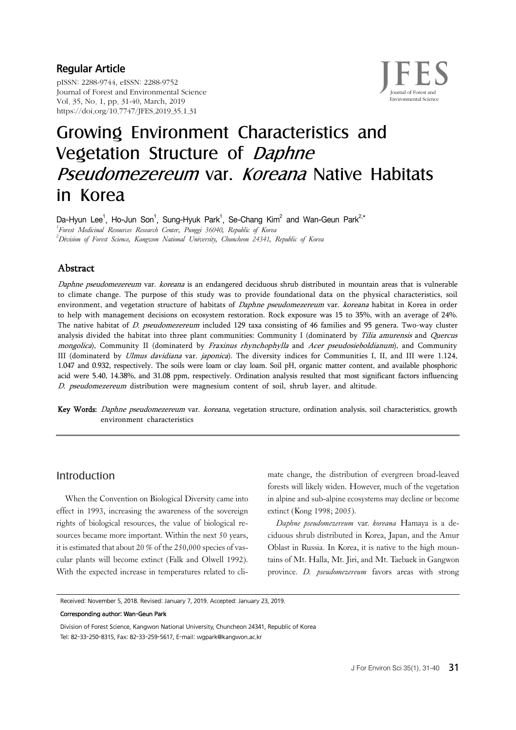## Regular Article

pISSN: 2288-9744, eISSN: 2288-9752
Journal of Forest and Environmental Science
Vol. 35, No. 1, pp. 31-40, March, 2019
https://doi.org/10.7747/JFES.2019.35.1.31

# Growing Environment Characteristics and Vegetation Structure of *Daphne Pseudomezereum* var. *Koreana* Native Habitats in Korea

Da-Hyun Lee[1], Ho-Jun Son[1], Sung-Hyuk Park[1], Se-Chang Kim[2] and Wan-Geun Park[2,*]

[1]*Forest Medicinal Resources Research Center, Punggi 36040, Republic of Korea*
[2]*Division of Forest Science, Kangwon National University, Chuncheon 24341, Republic of Korea*

## Abstract

*Daphne pseudomezereum* var. *koreana* is an endangered deciduous shrub distributed in mountain areas that is vulnerable to climate change. The purpose of this study was to provide foundational data on the physical characteristics, soil environment, and vegetation structure of habitats of *Daphne pseudomezereum* var. *koreana* habitat in Korea in order to help with management decisions on ecosystem restoration. Rock exposure was 15 to 35%, with an average of 24%. The native habitat of *D. pseudomezereum* included 129 taxa consisting of 46 families and 95 genera. Two-way cluster analysis divided the habitat into three plant communities: Community I (dominaterd by *Tilia amurensis* and *Quercus mongolica*), Community II (dominaterd by *Fraxinus rhynchophylla* and *Acer pseudosieboldianum*), and Community III (dominaterd by *Ulmus davidiana* var. *japonica*). The diversity indices for Communities I, II, and III were 1.124, 1.047 and 0.932, respectively. The soils were loam or clay loam. Soil pH, organic matter content, and available phosphoric acid were 5.40, 14.38%, and 31.08 ppm, respectively. Ordination analysis resulted that most significant factors influencing *D. pseudomezereum* distribution were magnesium content of soil, shrub layer, and altitude.

**Key Words:** *Daphne pseudomezereum* var. *koreana*, vegetation structure, ordination analysis, soil characteristics, growth environment characteristics

## Introduction

When the Convention on Biological Diversity came into effect in 1993, increasing the awareness of the sovereign rights of biological resources, the value of biological resources became more important. Within the next 50 years, it is estimated that about 20 % of the 250,000 species of vascular plants will become extinct (Falk and Olwell 1992). With the expected increase in temperatures related to climate change, the distribution of evergreen broad-leaved forests will likely widen. However, much of the vegetation in alpine and sub-alpine ecosystems may decline or become extinct (Kong 1998; 2005).

*Daphne pseudomezereum* var. *koreana* Hamaya is a deciduous shrub distributed in Korea, Japan, and the Amur Oblast in Russia. In Korea, it is native to the high mountains of Mt. Halla, Mt. Jiri, and Mt. Taebaek in Gangwon province. *D. pseudomezereum* favors areas with strong

Received: November 5, 2018. Revised: January 7, 2019. Accepted: January 23, 2019.

**Corresponding author: Wan-Geun Park**

Division of Forest Science, Kangwon National University, Chuncheon 24341, Republic of Korea
Tel: 82-33-250-8315, Fax: 82-33-259-5617, E-mail: wgpark@kangwon.ac.kr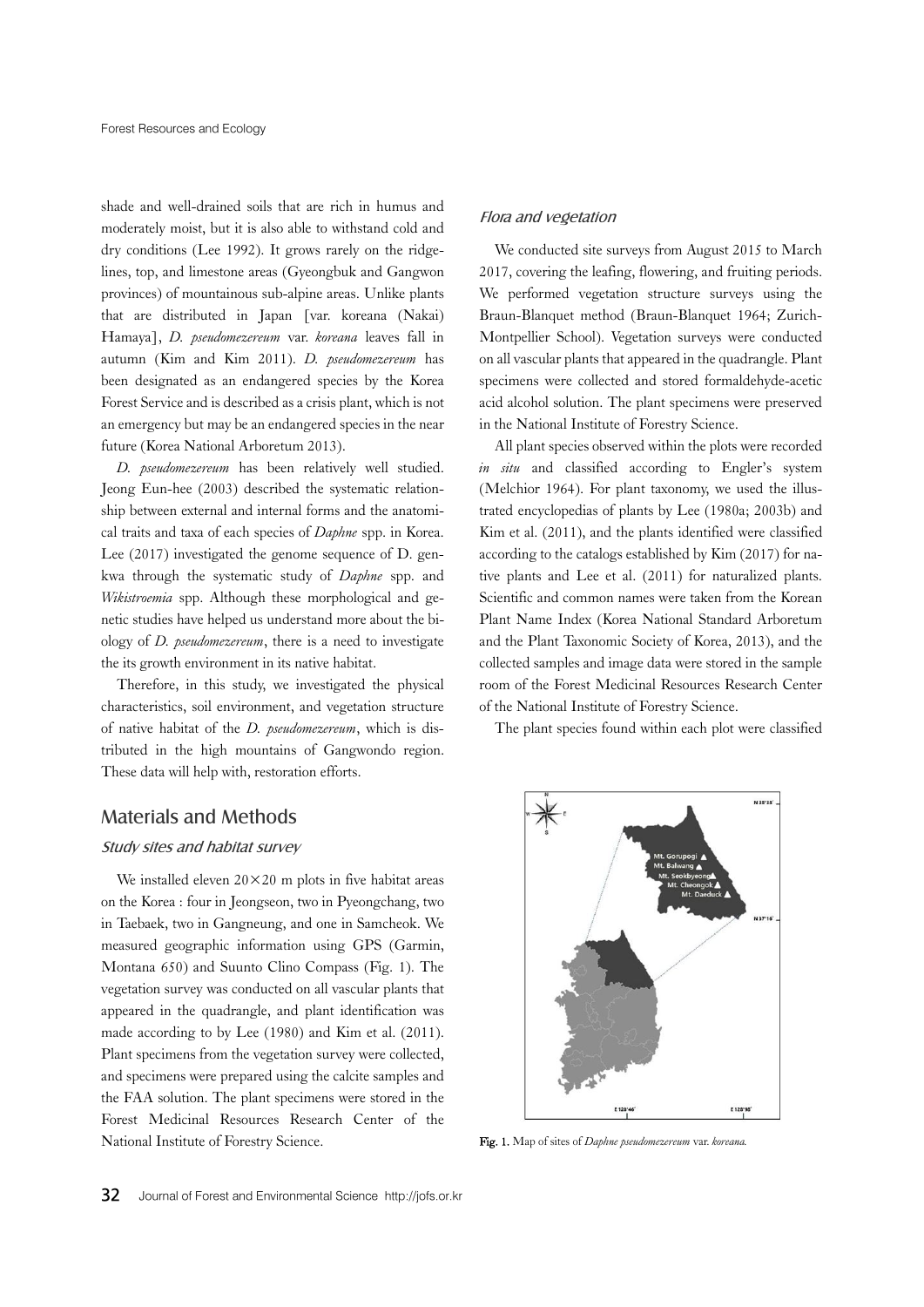shade and well-drained soils that are rich in humus and moderately moist, but it is also able to withstand cold and dry conditions (Lee 1992). It grows rarely on the ridgelines, top, and limestone areas (Gyeongbuk and Gangwon provinces) of mountainous sub-alpine areas. Unlike plants that are distributed in Japan [var. koreana (Nakai) Hamaya], *D. pseudomezereum* var. *koreana* leaves fall in autumn (Kim and Kim 2011). *D. pseudomezereum* has been designated as an endangered species by the Korea Forest Service and is described as a crisis plant, which is not an emergency but may be an endangered species in the near future (Korea National Arboretum 2013).

*D. pseudomezereum* has been relatively well studied. Jeong Eun-hee (2003) described the systematic relationship between external and internal forms and the anatomical traits and taxa of each species of *Daphne* spp. in Korea. Lee (2017) investigated the genome sequence of D. genkwa through the systematic study of *Daphne* spp. and *Wikistroemia* spp. Although these morphological and genetic studies have helped us understand more about the biology of *D. pseudomezereum*, there is a need to investigate the its growth environment in its native habitat.

Therefore, in this study, we investigated the physical characteristics, soil environment, and vegetation structure of native habitat of the *D. pseudomezereum*, which is distributed in the high mountains of Gangwondo region. These data will help with, restoration efforts.

## Materials and Methods

### Study sites and habitat survey

We installed eleven 20×20 m plots in five habitat areas on the Korea : four in Jeongseon, two in Pyeongchang, two in Taebaek, two in Gangneung, and one in Samcheok. We measured geographic information using GPS (Garmin, Montana 650) and Suunto Clino Compass (Fig. 1). The vegetation survey was conducted on all vascular plants that appeared in the quadrangle, and plant identification was made according to by Lee (1980) and Kim et al. (2011). Plant specimens from the vegetation survey were collected, and specimens were prepared using the calcite samples and the FAA solution. The plant specimens were stored in the Forest Medicinal Resources Research Center of the National Institute of Forestry Science.

### Flora and vegetation

We conducted site surveys from August 2015 to March 2017, covering the leafing, flowering, and fruiting periods. We performed vegetation structure surveys using the Braun-Blanquet method (Braun-Blanquet 1964; Zurich-Montpellier School). Vegetation surveys were conducted on all vascular plants that appeared in the quadrangle. Plant specimens were collected and stored formaldehyde-acetic acid alcohol solution. The plant specimens were preserved in the National Institute of Forestry Science.

All plant species observed within the plots were recorded *in situ* and classified according to Engler's system (Melchior 1964). For plant taxonomy, we used the illustrated encyclopedias of plants by Lee (1980a; 2003b) and Kim et al. (2011), and the plants identified were classified according to the catalogs established by Kim (2017) for native plants and Lee et al. (2011) for naturalized plants. Scientific and common names were taken from the Korean Plant Name Index (Korea National Standard Arboretum and the Plant Taxonomic Society of Korea, 2013), and the collected samples and image data were stored in the sample room of the Forest Medicinal Resources Research Center of the National Institute of Forestry Science.

The plant species found within each plot were classified

N 38°35'

Mt. Gorupogi

Mt. Balwang

Mt. Seokbyeong

Mt. Cheongok

Mt. Daeduck

N 37°15'

E 128°46'

E 128°90'

**Fig. 1.** Map of sites of *Daphne pseudomezereum* var. *koreana*.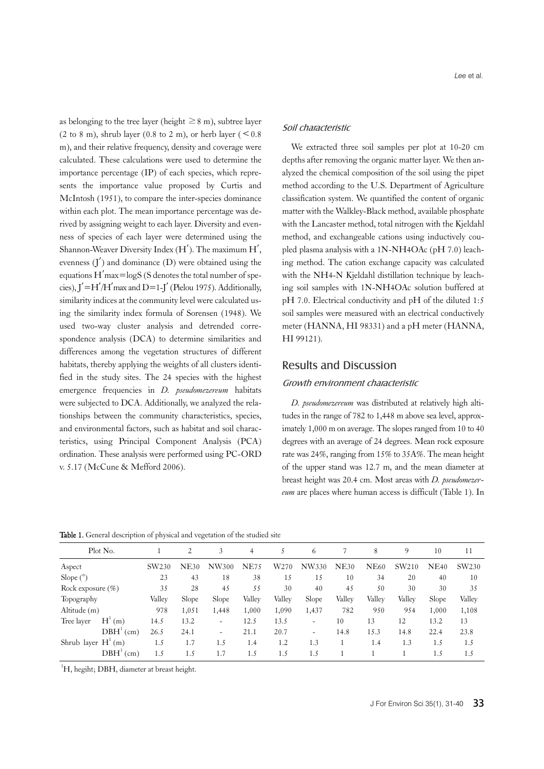as belonging to the tree layer (height ≥ 8 m), subtree layer (2 to 8 m), shrub layer (0.8 to 2 m), or herb layer (< 0.8 m), and their relative frequency, density and coverage were calculated. These calculations were used to determine the importance percentage (IP) of each species, which represents the importance value proposed by Curtis and McIntosh (1951), to compare the inter-species dominance within each plot. The mean importance percentage was derived by assigning weight to each layer. Diversity and evenness of species of each layer were determined using the Shannon-Weaver Diversity Index ($H'$). The maximum $H'$, evenness ($J'$) and dominance (D) were obtained using the equations $H'max=\log S$ (S denotes the total number of species), $J'=H'/H'max$ and $D=1-J'$ (Pielou 1975). Additionally, similarity indices at the community level were calculated using the similarity index formula of Sorensen (1948). We used two-way cluster analysis and detrended correspondence analysis (DCA) to determine similarities and differences among the vegetation structures of different habitats, thereby applying the weights of all clusters identified in the study sites. The 24 species with the highest emergence frequencies in *D. pseudomezereum* habitats were subjected to DCA. Additionally, we analyzed the relationships between the community characteristics, species, and environmental factors, such as habitat and soil characteristics, using Principal Component Analysis (PCA) ordination. These analysis were performed using PC-ORD v. 5.17 (McCune & Mefford 2006).

### Soil characteristic

We extracted three soil samples per plot at 10-20 cm depths after removing the organic matter layer. We then analyzed the chemical composition of the soil using the pipet method according to the U.S. Department of Agriculture classification system. We quantified the content of organic matter with the Walkley-Black method, available phosphate with the Lancaster method, total nitrogen with the Kjeldahl method, and exchangeable cations using inductively coupled plasma analysis with a 1N-NH4OAc (pH 7.0) leaching method. The cation exchange capacity was calculated with the NH4-N Kjeldahl distillation technique by leaching soil samples with 1N-NH4OAc solution buffered at pH 7.0. Electrical conductivity and pH of the diluted 1:5 soil samples were measured with an electrical conductively meter (HANNA, HI 98331) and a pH meter (HANNA, HI 99121).

## Results and Discussion

### Growth environment characteristic

*D. pseudomezereum* was distributed at relatively high altitudes in the range of 782 to 1,448 m above sea level, approximately 1,000 m on average. The slopes ranged from 10 to 40 degrees with an average of 24 degrees. Mean rock exposure rate was 24%, ranging from 15% to 35A%. The mean height of the upper stand was 12.7 m, and the mean diameter at breast height was 20.4 cm. Most areas with *D. pseudomezereum* are places where human access is difficult (Table 1). In

**Table 1.** General description of physical and vegetation of the studied site

| Plot No. | | 1 | 2 | 3 | 4 | 5 | 6 | 7 | 8 | 9 | 10 | 11 |
|---|---|---|---|---|---|---|---|---|---|---|---|---|
| Aspect | | SW230 | NE30 | NW300 | NE75 | W270 | NW330 | NE30 | NE60 | SW210 | NE40 | SW230 |
| Slope (°) | | 23 | 43 | 18 | 38 | 15 | 15 | 10 | 34 | 20 | 40 | 10 |
| Rock exposure (%) | | 35 | 28 | 45 | 55 | 30 | 40 | 45 | 50 | 30 | 30 | 35 |
| Topography | | Valley | Slope | Slope | Valley | Valley | Slope | Valley | Valley | Valley | Slope | Valley |
| Altitude (m) | | 978 | 1,051 | 1,448 | 1,000 | 1,090 | 1,437 | 782 | 950 | 954 | 1,000 | 1,108 |
| Tree layer | H[1] (m) | 14.5 | 13.2 | - | 12.5 | 13.5 | - | 10 | 13 | 12 | 13.2 | 13 |
| | DBH[1] (cm) | 26.5 | 24.1 | - | 21.1 | 20.7 | - | 14.8 | 15.3 | 14.8 | 22.4 | 23.8 |
| Shrub layer | H[1] (m) | 1.5 | 1.7 | 1.5 | 1.4 | 1.2 | 1.3 | 1 | 1.4 | 1.3 | 1.5 | 1.5 |
| | DBH[1] (cm) | 1.5 | 1.5 | 1.7 | 1.5 | 1.5 | 1.5 | 1 | 1 | 1 | 1.5 | 1.5 |

[1]H, hegiht; DBH, diameter at breast height.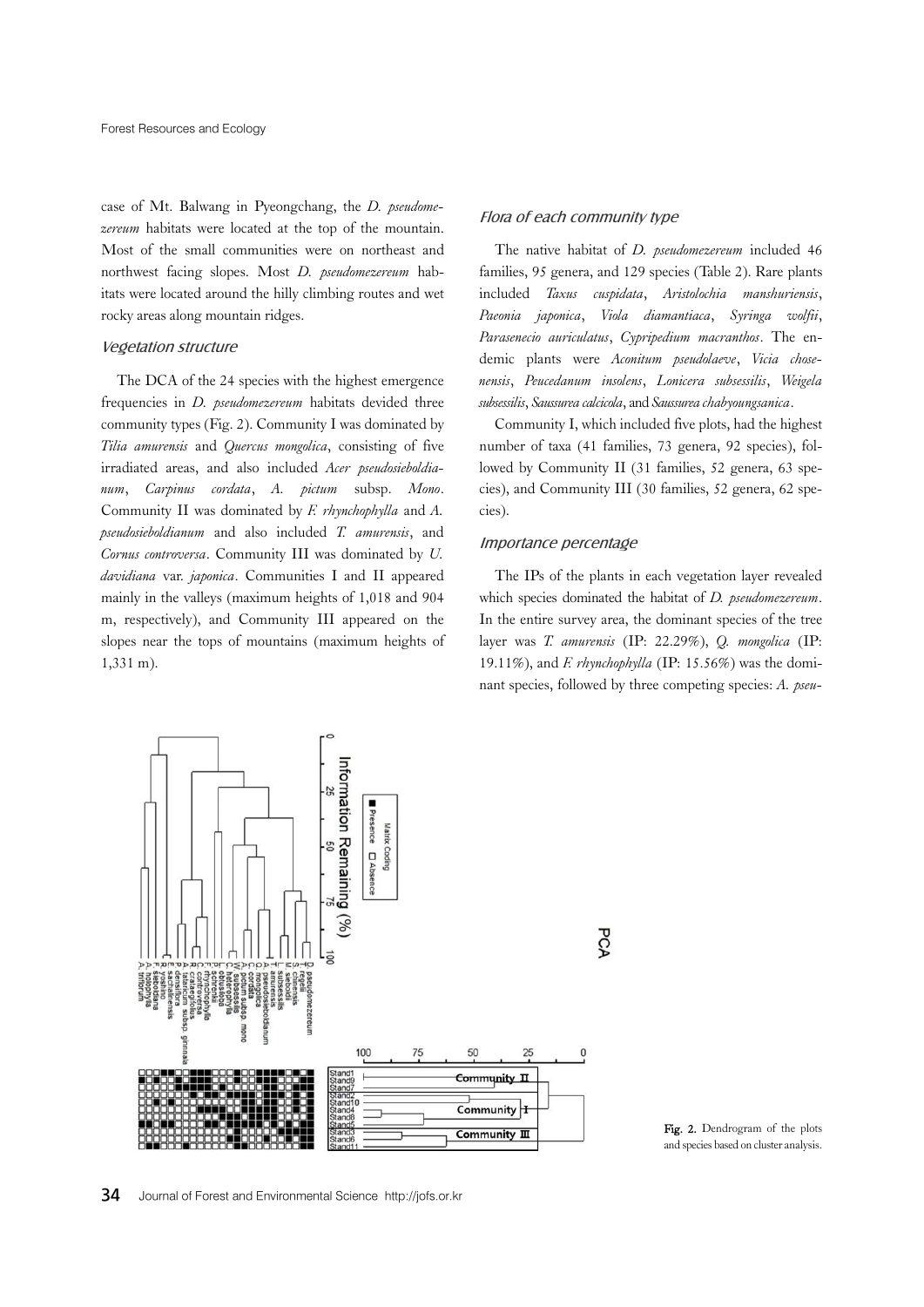case of Mt. Balwang in Pyeongchang, the *D. pseudomezereum* habitats were located at the top of the mountain. Most of the small communities were on northeast and northwest facing slopes. Most *D. pseudomezereum* habitats were located around the hilly climbing routes and wet rocky areas along mountain ridges.

### Vegetation structure

The DCA of the 24 species with the highest emergence frequencies in *D. pseudomezereum* habitats devided three community types (Fig. 2). Community I was dominated by *Tilia amurensis* and *Quercus mongolica*, consisting of five irradiated areas, and also included *Acer pseudosieboldianum*, *Carpinus cordata*, *A. pictum* subsp. *Mono*. Community II was dominated by *F. rhynchophylla* and *A. pseudosieboldianum* and also included *T. amurensis*, and *Cornus controversa*. Community III was dominated by *U. davidiana* var. *japonica*. Communities I and II appeared mainly in the valleys (maximum heights of 1,018 and 904 m, respectively), and Community III appeared on the slopes near the tops of mountains (maximum heights of 1,331 m).

### Flora of each community type

The native habitat of *D. pseudomezereum* included 46 families, 95 genera, and 129 species (Table 2). Rare plants included *Taxus cuspidata*, *Aristolochia manshuriensis*, *Paeonia japonica*, *Viola diamantiaca*, *Syringa wolfii*, *Parasenecio auriculatus*, *Cypripedium macranthos*. The endemic plants were *Aconitum pseudolaeve*, *Vicia chosenensis*, *Peucedanum insolens*, *Lonicera subsessilis*, *Weigela subsessilis*, *Saussurea calcicola*, and *Saussurea chabyoungsanica*.

Community I, which included five plots, had the highest number of taxa (41 families, 73 genera, 92 species), followed by Community II (31 families, 52 genera, 63 species), and Community III (30 families, 52 genera, 62 species).

### Importance percentage

The IPs of the plants in each vegetation layer revealed which species dominated the habitat of *D. pseudomezereum*. In the entire survey area, the dominant species of the tree layer was *T. amurensis* (IP: 22.29%), *Q. mongolica* (IP: 19.11%), and *F. rhynchophylla* (IP: 15.56%) was the dominant species, followed by three competing species: *A. pseu-*

PCA

Information Remaining (%)

0 25 50 75 100

Matrix Coding
■ Presence □ Absence

D. pseudomezereum, S. chinensis, T. repens, M. sieboldii, L. subsessilis, T. amurensis, A. pseudosieboldianum, Q. mongolica, C. cordata, A. pictum subsp. mono, W. subsessilis, C. heterophylla, L. obtusiloba, P. schrenkii, F. rhynchophylla, C. controversa, A. tataricum subsp. ginnala, R. crataegifolius, P. densiflora, E. sachalinensis, R. yoshino, F. sieboldiana, A. holophylla, A. triflorum

100 75 50 25 0

Stand1, Stand9, Stand7, Stand2, Stand10, Stand4, Stand8, Stand5, Stand3, Stand6, Stand11

Community II

Community I

Community III

**Fig. 2.** Dendrogram of the plots and species based on cluster analysis.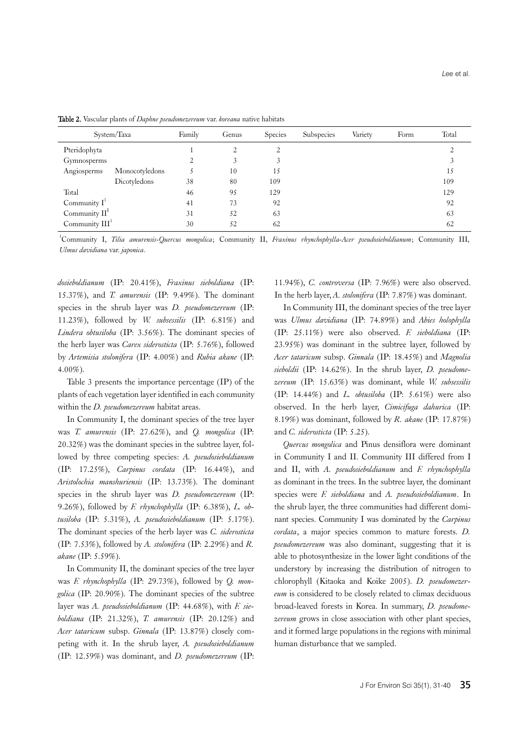**Table 2.** Vascular plants of *Daphne pseudomezereum* var. *koreana* native habitats

| System/Taxa | | Family | Genus | Species | Subspecies | Variety | Form | Total |
|---|---|---|---|---|---|---|---|---|
| Pteridophyta | | 1 | 2 | 2 | | | | 2 |
| Gymnosperms | | 2 | 3 | 3 | | | | 3 |
| Angiosperms | Monocotyledons | 5 | 10 | 15 | | | | 15 |
| | Dicotyledons | 38 | 80 | 109 | | | | 109 |
| Total | | 46 | 95 | 129 | | | | 129 |
| Community I[1] | | 41 | 73 | 92 | | | | 92 |
| Community II[1] | | 31 | 52 | 63 | | | | 63 |
| Community III[1] | | 30 | 52 | 62 | | | | 62 |

[1]Community I, *Tilia amurensis-Quercus mongolica*; Community II, *Fraxinus rhynchophylla-Acer pseudosieboldianum*; Community III, *Ulmus davidiana* var. *japonica*.

*dosieboldianum* (IP: 20.41%), *Fraxinus sieboldiana* (IP: 15.37%), and *T. amurensis* (IP: 9.49%). The dominant species in the shrub layer was *D. pseudomezereum* (IP: 11.23%), followed by *W. subsessilis* (IP: 6.81%) and *Lindera obtusiloba* (IP: 3.56%). The dominant species of the herb layer was *Carex siderosticta* (IP: 5.76%), followed by *Artemisia stolonifera* (IP: 4.00%) and *Rubia akane* (IP: 4.00%).

Table 3 presents the importance percentage (IP) of the plants of each vegetation layer identified in each community within the *D. pseudomezereum* habitat areas.

In Community I, the dominant species of the tree layer was *T. amurensis* (IP: 27.62%), and *Q. mongolica* (IP: 20.32%) was the dominant species in the subtree layer, followed by three competing species: *A. pseudosieboldianum* (IP: 17.25%), *Carpinus cordata* (IP: 16.44%), and *Aristolochia manshuriensis* (IP: 13.73%). The dominant species in the shrub layer was *D. pseudomezereum* (IP: 9.26%), followed by *F. rhynchophylla* (IP: 6.38%), *L. obtusiloba* (IP: 5.31%), *A. pseudosieboldianum* (IP: 5.17%). The dominant species of the herb layer was *C. siderosticta* (IP: 7.53%), followed by *A. stolonifera* (IP: 2.29%) and *R. akane* (IP: 5.59%).

In Community II, the dominant species of the tree layer was *F. rhynchophylla* (IP: 29.73%), followed by *Q. mongolica* (IP: 20.90%). The dominant species of the subtree layer was *A. pseudosieboldianum* (IP: 44.68%), with *F. sieboldiana* (IP: 21.32%), *T. amurensis* (IP: 20.12%) and *Acer tataricum* subsp. *Ginnala* (IP: 13.87%) closely competing with it. In the shrub layer, *A. pseudosieboldianum* (IP: 12.59%) was dominant, and *D. pseudomezereum* (IP: 11.94%), *C. controversa* (IP: 7.96%) were also observed. In the herb layer, *A. stolonifera* (IP: 7.87%) was dominant.

In Community III, the dominant species of the tree layer was *Ulmus davidiana* (IP: 74.89%) and *Abies holophylla* (IP: 25.11%) were also observed. *F. sieboldiana* (IP: 23.95%) was dominant in the subtree layer, followed by *Acer tataricum* subsp. *Ginnala* (IP: 18.45%) and *Magnolia sieboldii* (IP: 14.62%). In the shrub layer, *D. pseudomezereum* (IP: 15.63%) was dominant, while *W. subsessilis* (IP: 14.44%) and *L. obtusiloba* (IP: 5.61%) were also observed. In the herb layer, *Cimicifuga dahurica* (IP: 8.19%) was dominant, followed by *R. akane* (IP: 17.87%) and *C. siderosticta* (IP: 5.25).

*Quercus mongolica* and Pinus densiflora were dominant in Community I and II. Community III differed from I and II, with *A. pseudosieboldianum* and *F. rhynchophylla* as dominant in the trees. In the subtree layer, the dominant species were *F. sieboldiana* and *A. pseudosieboldianum*. In the shrub layer, the three communities had different dominant species. Community I was dominated by the *Carpinus cordata*, a major species common to mature forests. *D. pseudomezereum* was also dominant, suggesting that it is able to photosynthesize in the lower light conditions of the understory by increasing the distribution of nitrogen to chlorophyll (Kitaoka and Koike 2005). *D. pseudomezereum* is considered to be closely related to climax deciduous broad-leaved forests in Korea. In summary, *D. pseudomezereum* grows in close association with other plant species, and it formed large populations in the regions with minimal human disturbance that we sampled.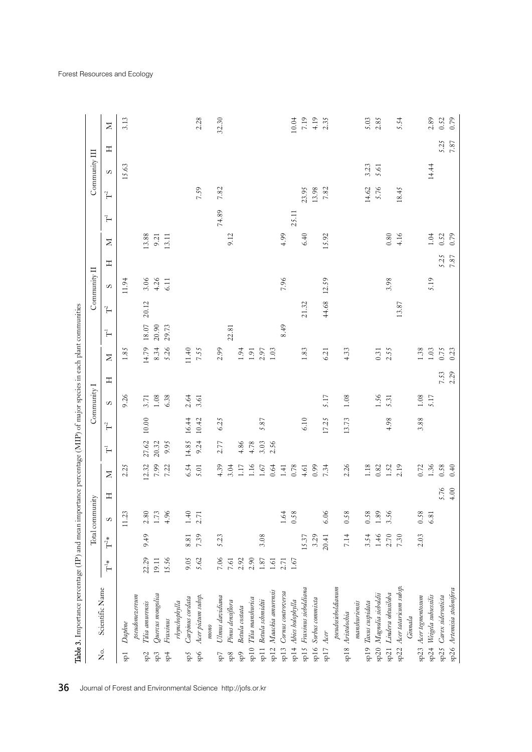**Table 3.** Importance percentage (IP) and mean importance percentage (MIP) of major species in each plant communities

| No. | Scientific Name | Total community | | | | | Community I | | | | | Community II | | | | | Community III | | | | |
|---|---|---|---|---|---|---|---|---|---|---|---|---|---|---|---|---|---|---|---|---|---|
| | | $T^1$* | $T^2$* | S | H | M | $T^1$ | $T^2$ | S | H | M | $T^1$ | $T^2$ | S | H | M | $T^1$ | $T^2$ | S | H | M |
| sp1 | *Daphne pseudomezereum* | | | 11.23 | | 2.25 | | | 9.26 | | 1.85 | | | 11.94 | | | | | 15.63 | | 3.13 |
| sp2 | *Tilia amurensis* | 22.29 | 9.49 | 2.80 | | 12.32 | 27.62 | 10.00 | 3.71 | | 14.79 | 18.07 | 20.12 | 3.06 | | 13.88 | | | | | |
| sp3 | *Quercus mongolica* | 19.11 | | 1.73 | | 7.99 | 20.32 | | 1.08 | | 8.34 | 20.90 | | 4.26 | | 9.21 | | | | | |
| sp4 | *Fraxinus rhynchophylla* | 15.56 | | 4.96 | | 7.22 | 9.95 | | 6.38 | | 5.26 | 29.73 | | 6.11 | | 13.11 | | | | | |
| sp5 | *Carpinus cordata* | 9.05 | 8.81 | 1.40 | | 6.54 | 14.85 | 16.44 | 2.64 | | 11.40 | | | | | | | | | | |
| sp6 | *Acer pictum* subsp. *mono* | 5.62 | 7.39 | 2.71 | | 5.01 | 9.24 | 10.42 | 3.61 | | 7.55 | | | | | | | 7.59 | | | 2.28 |
| sp7 | *Ulmus davidiana* | 7.06 | 5.23 | | | 4.39 | 2.77 | 6.25 | | | 2.99 | | | | | | 74.89 | 7.82 | | | 32.30 |
| sp8 | *Pinus densiflora* | 7.61 | | | | 3.04 | | | | | | 22.81 | | | | 9.12 | | | | | |
| sp9 | *Betula costata* | 2.92 | | | | 1.17 | 4.86 | | | | 1.94 | | | | | | | | | | |
| sp10 | *Tilia mandshurica* | 2.90 | | | | 1.16 | 4.78 | | | | 1.91 | | | | | | | | | | |
| sp11 | *Betula schmidtii* | 1.87 | 3.08 | | | 1.67 | 3.03 | 5.87 | | | 2.97 | | | | | | | | | | |
| sp12 | *Maackia amurensis* | 1.61 | | | | 0.64 | 2.56 | | | | 1.03 | | | | | | | | | | |
| sp13 | *Cornus controversa* | 2.71 | | 1.64 | | 1.41 | | | | | | 8.49 | | 7.96 | | 4.99 | | | | | |
| sp14 | *Abies holophylla* | 1.67 | | 0.58 | | 0.78 | | | | | | | | | | | 25.11 | | | | 10.04 |
| sp15 | *Fraxinus sieboldiana* | | 15.37 | | | 4.61 | | 6.10 | | | 1.83 | | 21.32 | | | 6.40 | | 23.95 | | | 7.19 |
| sp16 | *Sorbus commixta* | | 3.29 | | | 0.99 | | | | | | | | | | | | 13.98 | | | 4.19 |
| sp17 | *Acer pseudosieboldianum* | | 20.41 | 6.06 | | 7.34 | | 17.25 | 5.17 | | 6.21 | | 44.68 | 12.59 | | 15.92 | | 7.82 | | | 2.35 |
| sp18 | *Aristolochia manshuriensis* | | 7.14 | 0.58 | | 2.26 | | 13.73 | 1.08 | | 4.33 | | | | | | | | | | |
| sp19 | *Taxus cuspidata* | | 3.54 | 0.58 | | 1.18 | | | | | | | | | | | | 14.62 | 3.23 | | 5.03 |
| sp20 | *Magnolia sieboldii* | | 1.46 | 1.89 | | 0.82 | | | 1.56 | | 0.31 | | | | | | | 5.76 | 5.61 | | 2.85 |
| sp21 | *Lindera obtusiloba* | | 2.70 | 3.56 | | 1.52 | | 4.98 | 5.31 | | 2.55 | | | 3.98 | | 0.80 | | | | | |
| sp22 | *Acer tataricum* subsp. *Ginnala* | | 7.30 | | | 2.19 | | | | | | | 13.87 | | | 4.16 | | 18.45 | | | 5.54 |
| sp23 | *Acer tegmentosum* | | 2.03 | 0.58 | | 0.72 | | 3.88 | 1.08 | | 1.38 | | | | | | | | | | |
| sp24 | *Weigela subsessilis* | | | 6.81 | | 1.36 | | | 5.17 | | 1.03 | | | 5.19 | | 1.04 | | | 14.44 | | 2.89 |
| sp25 | *Carex siderosticta* | | | | 5.76 | 0.58 | | | | 7.53 | 0.75 | | | | 5.25 | 0.52 | | | | 5.25 | 0.52 |
| sp26 | *Artemisia stolonifera* | | | | 4.00 | 0.40 | | | | 2.29 | 0.23 | | | | 7.87 | 0.79 | | | | 7.87 | 0.79 |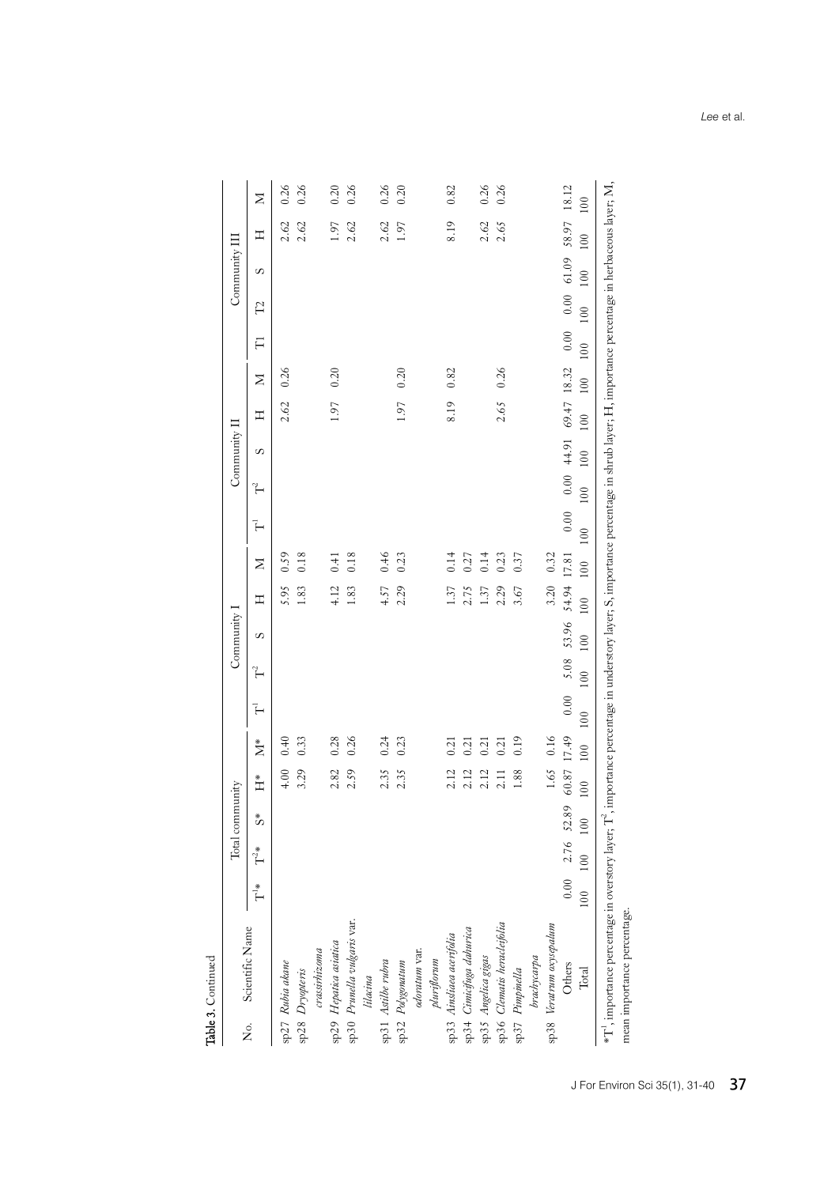**Table 3.** Continued

| No. | Scientific Name | Total community | | | | | Community I | | | | | Community II | | | | | Community III | | | | |
|---|---|---|---|---|---|---|---|---|---|---|---|---|---|---|---|---|---|---|---|---|---|
| | | $T^1$* | $T^2$* | S* | H* | M* | $T^1$ | $T^2$ | S | H | M | $T^1$ | $T^2$ | S | H | M | T1 | T2 | S | H | M |
| sp27 | *Rubia akane* | | | | 4.00 | 0.40 | | | | 5.95 | 0.59 | | | | 2.62 | 0.26 | | | | 2.62 | 0.26 |
| sp28 | *Dryopteris crassirhizoma* | | | | 3.29 | 0.33 | | | | 1.83 | 0.18 | | | | | | | | | 2.62 | 0.26 |
| sp29 | *Hepatica asiatica* | | | | 2.82 | 0.28 | | | | 4.12 | 0.41 | | | | 1.97 | 0.20 | | | | 1.97 | 0.20 |
| sp30 | *Prunella vulgaris* var. *lilacina* | | | | 2.59 | 0.26 | | | | 1.83 | 0.18 | | | | | | | | | 2.62 | 0.26 |
| sp31 | *Astilbe rubra* | | | | 2.35 | 0.24 | | | | 4.57 | 0.46 | | | | | | | | | 2.62 | 0.26 |
| sp32 | *Polygonatum odoratum* var. *pluriflorum* | | | | 2.35 | 0.23 | | | | 2.29 | 0.23 | | | | 1.97 | 0.20 | | | | 1.97 | 0.20 |
| sp33 | *Ainsliaea acerifolia* | | | | 2.12 | 0.21 | | | | 1.37 | 0.14 | | | | 8.19 | 0.82 | | | | 8.19 | 0.82 |
| sp34 | *Cimicifuga dahurica* | | | | 2.12 | 0.21 | | | | 2.75 | 0.27 | | | | | | | | | | |
| sp35 | *Angelica gigas* | | | | 2.12 | 0.21 | | | | 1.37 | 0.14 | | | | | | | | | 2.62 | 0.26 |
| sp36 | *Clematis heracleifolia* | | | | 2.11 | 0.21 | | | | 2.29 | 0.23 | | | | 2.65 | 0.26 | | | | 2.65 | 0.26 |
| sp37 | *Pimpinella brachycarpa* | | | | 1.88 | 0.19 | | | | 3.67 | 0.37 | | | | | | | | | | |
| sp38 | *Veratrum oxysepalum* | | | | 1.65 | 0.16 | | | | 3.20 | 0.32 | | | | | | | | | | |
| | Others | 0.00 | 2.76 | 52.89 | 60.87 | 17.49 | 0.00 | 5.08 | 53.96 | 54.94 | 17.81 | 0.00 | 0.00 | 44.91 | 69.47 | 18.32 | 0.00 | 0.00 | 61.09 | 58.97 | 18.12 |
| | Total | 100 | 100 | 100 | 100 | 100 | 100 | 100 | 100 | 100 | 100 | 100 | 100 | 100 | 100 | 100 | 100 | 100 | 100 | 100 | 100 |

*$T^1$, importance percentage in overstory layer; $T^2$, importance percentage in understory layer; S, importance percentage in shrub layer; H, importance percentage in herbaceous layer; M, mean importance percentage.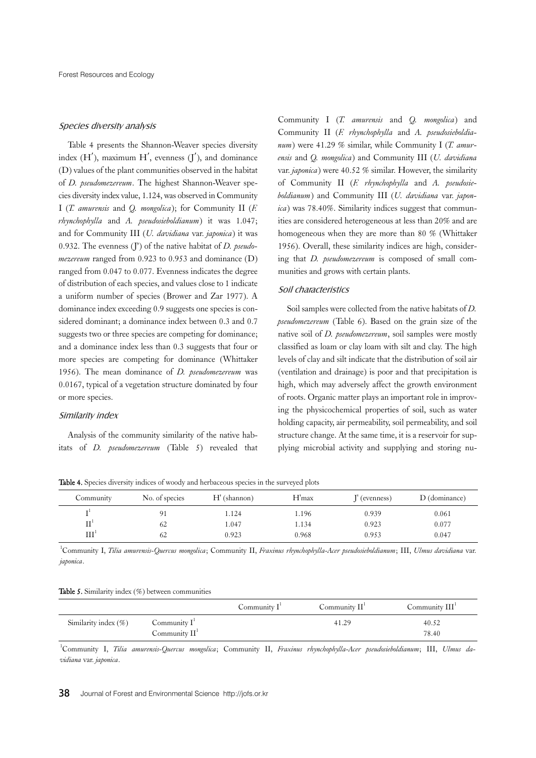### Species diversity analysis

Table 4 presents the Shannon-Weaver species diversity index (H′), maximum H′, evenness (J′), and dominance (D) values of the plant communities observed in the habitat of *D. pseudomezereum*. The highest Shannon-Weaver species diversity index value, 1.124, was observed in Community I (*T. amurensis* and *Q. mongolica*); for Community II (*F. rhynchophylla* and *A. pseudosieboldianum*) it was 1.047; and for Community III (*U. davidiana* var. *japonica*) it was 0.932. The evenness (J') of the native habitat of *D. pseudomezereum* ranged from 0.923 to 0.953 and dominance (D) ranged from 0.047 to 0.077. Evenness indicates the degree of distribution of each species, and values close to 1 indicate a uniform number of species (Brower and Zar 1977). A dominance index exceeding 0.9 suggests one species is considered dominant; a dominance index between 0.3 and 0.7 suggests two or three species are competing for dominance; and a dominance index less than 0.3 suggests that four or more species are competing for dominance (Whittaker 1956). The mean dominance of *D. pseudomezereum* was 0.0167, typical of a vegetation structure dominated by four or more species.

### Similarity index

Analysis of the community similarity of the native habitats of *D. pseudomezereum* (Table 5) revealed that Community I (*T. amurensis* and *Q. mongolica*) and Community II (*F. rhynchophylla* and *A. pseudosieboldianum*) were 41.29 % similar, while Community I (*T. amurensis* and *Q. mongolica*) and Community III (*U. davidiana* var. *japonica*) were 40.52 % similar. However, the similarity of Community II (*F. rhynchophylla* and *A. pseudosieboldianum*) and Community III (*U. davidiana* var. *japonica*) was 78.40%. Similarity indices suggest that communities are considered heterogeneous at less than 20% and are homogeneous when they are more than 80 % (Whittaker 1956). Overall, these similarity indices are high, considering that *D. pseudomezereum* is composed of small communities and grows with certain plants.

### Soil characteristics

Soil samples were collected from the native habitats of *D. pseudomezereum* (Table 6). Based on the grain size of the native soil of *D. pseudomezereum*, soil samples were mostly classified as loam or clay loam with silt and clay. The high levels of clay and silt indicate that the distribution of soil air (ventilation and drainage) is poor and that precipitation is high, which may adversely affect the growth environment of roots. Organic matter plays an important role in improving the physicochemical properties of soil, such as water holding capacity, air permeability, soil permeability, and soil structure change. At the same time, it is a reservoir for supplying microbial activity and supplying and storing nu-

**Table 4.** Species diversity indices of woody and herbaceous species in the surveyed plots

| Community | No. of species | H' (shannon) | H'max | J' (evenness) | D (dominance) |
|---|---|---|---|---|---|
| I[1] | 91 | 1.124 | 1.196 | 0.939 | 0.061 |
| II[1] | 62 | 1.047 | 1.134 | 0.923 | 0.077 |
| III[1] | 62 | 0.923 | 0.968 | 0.953 | 0.047 |

[1]Community I, *Tilia amurensis-Quercus mongolica*; Community II, *Fraxinus rhynchophylla-Acer pseudosieboldianum*; III, *Ulmus davidiana* var. *japonica*.

**Table 5.** Similarity index (%) between communities

| | | Community I[1] | Community II[1] | Community III[1] |
|---|---|---|---|---|
| Similarity index (%) | Community I[1] | | 41.29 | 40.52 |
| | Community II[1] | | | 78.40 |

[1]Community I, *Tilia amurensis-Quercus mongolica*; Community II, *Fraxinus rhynchophylla-Acer pseudosieboldianum*; III, *Ulmus davidiana* var. *japonica*.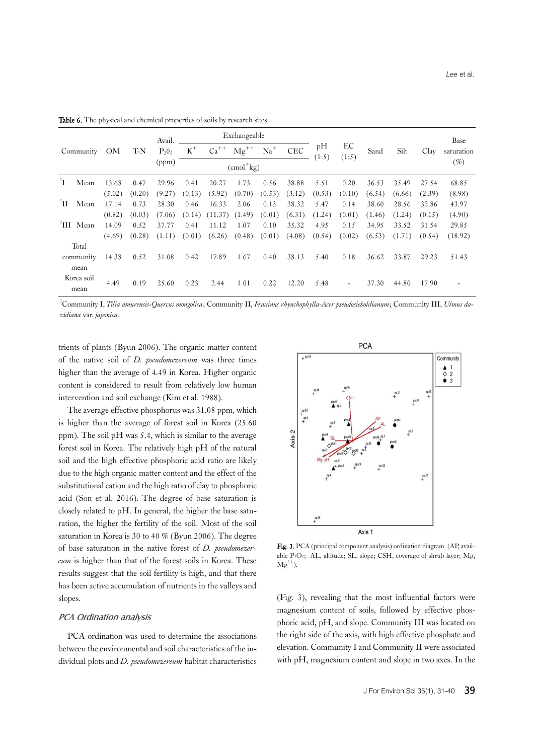Table 6. The physical and chemical properties of soils by research sites

| Community | | OM | T-N | Avail. $P_2O_5$ (ppm) | Exchangeable $K^+$ | $Ca^{++}$ | $Mg^{++}$ | $Na^+$ | CEC | pH (1:5) | EC (1:5) | Sand | Silt | Clay | Base saturation (%) |
|---|---|---|---|---|---|---|---|---|---|---|---|---|---|---|---|
| | | | | | (cmol$^+$kg) | | | | | | | | | | |
| [1]I | Mean | 13.68 | 0.47 | 29.96 | 0.41 | 20.27 | 1.73 | 0.56 | 38.88 | 5.51 | 0.20 | 36.53 | 35.49 | 27.54 | 68.85 |
| | | (5.02) | (0.20) | (9.27) | (0.13) | (5.92) | (0.70) | (0.53) | (3.12) | (0.53) | (0.10) | (6.54) | (6.66) | (2.39) | (8.98) |
| [1]II | Mean | 17.14 | 0.73 | 28.30 | 0.46 | 16.33 | 2.06 | 0.13 | 38.32 | 5.47 | 0.14 | 38.60 | 28.56 | 32.86 | 43.97 |
| | | (0.82) | (0.03) | (7.06) | (0.14) | (11.37) | (1.49) | (0.01) | (6.31) | (1.24) | (0.01) | (1.46) | (1.24) | (0.15) | (4.90) |
| [1]III | Mean | 14.09 | 0.52 | 37.77 | 0.41 | 11.12 | 1.07 | 0.10 | 35.32 | 4.95 | 0.15 | 34.95 | 33.52 | 31.54 | 29.85 |
| | | (4.69) | (0.28) | (1.11) | (0.01) | (6.26) | (0.48) | (0.01) | (4.08) | (0.54) | (0.02) | (6.53) | (1.71) | (0.54) | (18.92) |
| Total community mean | | 14.38 | 0.52 | 31.08 | 0.42 | 17.89 | 1.67 | 0.40 | 38.13 | 5.40 | 0.18 | 36.62 | 33.87 | 29.23 | 51.43 |
| Korea soil mean | | 4.49 | 0.19 | 25.60 | 0.23 | 2.44 | 1.01 | 0.22 | 12.20 | 5.48 | - | 37.30 | 44.80 | 17.90 | - |

[1]Community I, *Tilia amurensis-Quercus mongolica*; Community II, *Fraxinus rhynchophylla-Acer pseudosieboldianum*; Community III, *Ulmus davidiana* var. *japonica*.

trients of plants (Byun 2006). The organic matter content of the native soil of *D. pseudomezereum* was three times higher than the average of 4.49 in Korea. Higher organic content is considered to result from relatively low human intervention and soil exchange (Kim et al. 1988).

The average effective phosphorus was 31.08 ppm, which is higher than the average of forest soil in Korea (25.60 ppm). The soil pH was 5.4, which is similar to the average forest soil in Korea. The relatively high pH of the natural soil and the high effective phosphoric acid ratio are likely due to the high organic matter content and the effect of the substitutional cation and the high ratio of clay to phosphoric acid (Son et al. 2016). The degree of base saturation is closely related to pH. In general, the higher the base saturation, the higher the fertility of the soil. Most of the soil saturation in Korea is 30 to 40 % (Byun 2006). The degree of base saturation in the native forest of *D. pseudomezereum* is higher than that of the forest soils in Korea. These results suggest that the soil fertility is high, and that there has been active accumulation of nutrients in the valleys and slopes.

### PCA Ordination analysis

PCA ordination was used to determine the associations between the environmental and soil characteristics of the individual plots and *D. pseudomezereum* habitat characteristics (Fig. 3), revealing that the most influential factors were magnesium content of soils, followed by effective phosphoric acid, pH, and slope. Community III was located on the right side of the axis, with high effective phosphate and elevation. Community I and Community II were associated with pH, magnesium content and slope in two axes. In the

PCA

Community
1
2
3

Axis 1
Axis 2

Fig. 3. PCA (principal component analysis) ordination diagram. (AP, available $P_2O_5$; AL, altitude; SL, slope; CSH, coverage of shrub layer; Mg, $Mg^{2+}$).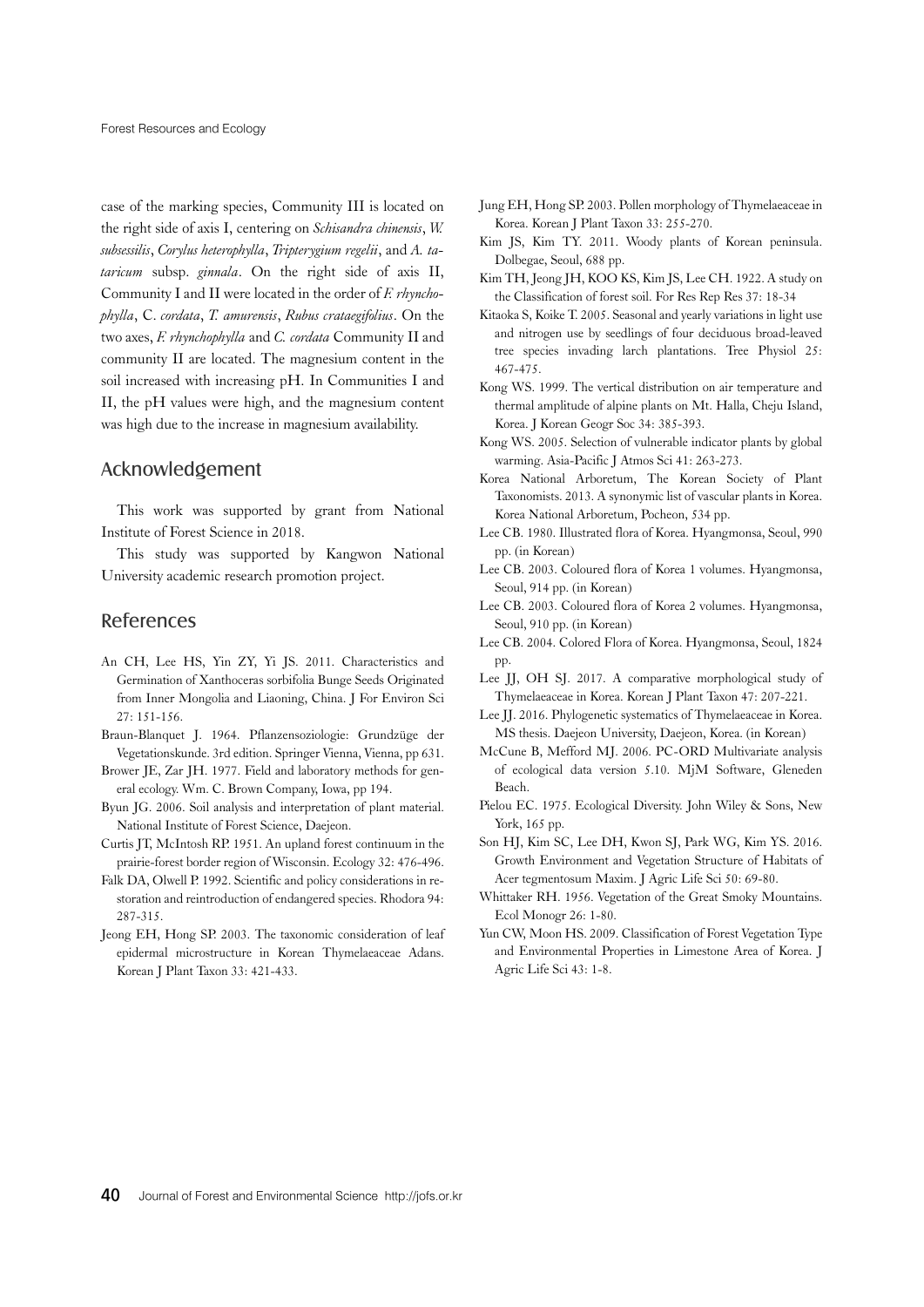case of the marking species, Community III is located on the right side of axis I, centering on *Schisandra chinensis*, *W. subsessilis*, *Corylus heterophylla*, *Tripterygium regelii*, and *A. tataricum* subsp. *ginnala*. On the right side of axis II, Community I and II were located in the order of *F. rhynchophylla*, C. *cordata*, *T. amurensis*, *Rubus crataegifolius*. On the two axes, *F. rhynchophylla* and *C. cordata* Community II and community II are located. The magnesium content in the soil increased with increasing pH. In Communities I and II, the pH values were high, and the magnesium content was high due to the increase in magnesium availability.

## Acknowledgement

This work was supported by grant from National Institute of Forest Science in 2018.

This study was supported by Kangwon National University academic research promotion project.

## References

An CH, Lee HS, Yin ZY, Yi JS. 2011. Characteristics and Germination of Xanthoceras sorbifolia Bunge Seeds Originated from Inner Mongolia and Liaoning, China. J For Environ Sci 27: 151-156.

Braun-Blanquet J. 1964. Pflanzensoziologie: Grundzüge der Vegetationskunde. 3rd edition. Springer Vienna, Vienna, pp 631.

Brower JE, Zar JH. 1977. Field and laboratory methods for general ecology. Wm. C. Brown Company, Iowa, pp 194.

Byun JG. 2006. Soil analysis and interpretation of plant material. National Institute of Forest Science, Daejeon.

Curtis JT, McIntosh RP. 1951. An upland forest continuum in the prairie-forest border region of Wisconsin. Ecology 32: 476-496.

Falk DA, Olwell P. 1992. Scientific and policy considerations in restoration and reintroduction of endangered species. Rhodora 94: 287-315.

Jeong EH, Hong SP. 2003. The taxonomic consideration of leaf epidermal microstructure in Korean Thymelaeaceae Adans. Korean J Plant Taxon 33: 421-433.

Jung EH, Hong SP. 2003. Pollen morphology of Thymelaeaceae in Korea. Korean J Plant Taxon 33: 255-270.

Kim JS, Kim TY. 2011. Woody plants of Korean peninsula. Dolbegae, Seoul, 688 pp.

Kim TH, Jeong JH, KOO KS, Kim JS, Lee CH. 1922. A study on the Classification of forest soil. For Res Rep Res 37: 18-34

Kitaoka S, Koike T. 2005. Seasonal and yearly variations in light use and nitrogen use by seedlings of four deciduous broad-leaved tree species invading larch plantations. Tree Physiol 25: 467-475.

Kong WS. 1999. The vertical distribution on air temperature and thermal amplitude of alpine plants on Mt. Halla, Cheju Island, Korea. J Korean Geogr Soc 34: 385-393.

Kong WS. 2005. Selection of vulnerable indicator plants by global warming. Asia-Pacific J Atmos Sci 41: 263-273.

Korea National Arboretum, The Korean Society of Plant Taxonomists. 2013. A synonymic list of vascular plants in Korea. Korea National Arboretum, Pocheon, 534 pp.

Lee CB. 1980. Illustrated flora of Korea. Hyangmonsa, Seoul, 990 pp. (in Korean)

Lee CB. 2003. Coloured flora of Korea 1 volumes. Hyangmonsa, Seoul, 914 pp. (in Korean)

Lee CB. 2003. Coloured flora of Korea 2 volumes. Hyangmonsa, Seoul, 910 pp. (in Korean)

Lee CB. 2004. Colored Flora of Korea. Hyangmonsa, Seoul, 1824 pp.

Lee JJ, OH SJ. 2017. A comparative morphological study of Thymelaeaceae in Korea. Korean J Plant Taxon 47: 207-221.

Lee JJ. 2016. Phylogenetic systematics of Thymelaeaceae in Korea. MS thesis. Daejeon University, Daejeon, Korea. (in Korean)

McCune B, Mefford MJ. 2006. PC-ORD Multivariate analysis of ecological data version 5.10. MjM Software, Gleneden Beach.

Pielou EC. 1975. Ecological Diversity. John Wiley & Sons, New York, 165 pp.

Son HJ, Kim SC, Lee DH, Kwon SJ, Park WG, Kim YS. 2016. Growth Environment and Vegetation Structure of Habitats of Acer tegmentosum Maxim. J Agric Life Sci 50: 69-80.

Whittaker RH. 1956. Vegetation of the Great Smoky Mountains. Ecol Monogr 26: 1-80.

Yun CW, Moon HS. 2009. Classification of Forest Vegetation Type and Environmental Properties in Limestone Area of Korea. J Agric Life Sci 43: 1-8.